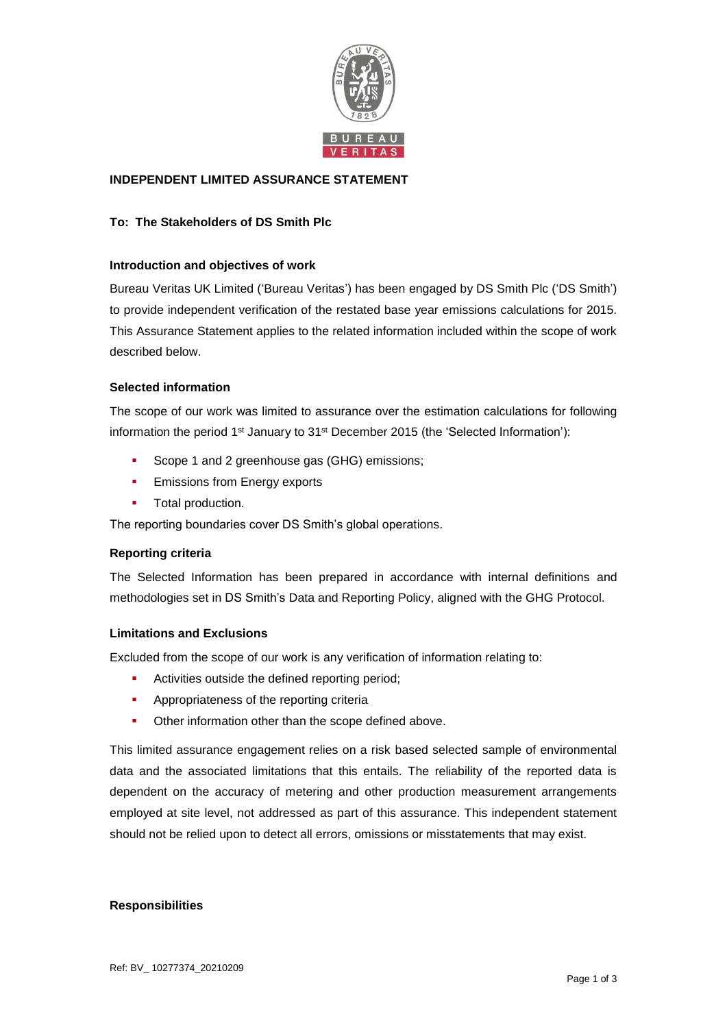## INDEPENDENT LIMITED ASSURANCE STATEMENT

**To: The Stakeholders of DS Smith Plc**

### Introduction and objectives of work

Bureau Veritas UK Limited ('Bureau Veritas') has been engaged by DS Smith Plc ('DS Smith') to provide independent verification of the restated base year emissions calculations for 2015. This Assurance Statement applies to the related information included within the scope of work described below.

### Selected information

The scope of our work was limited to assurance over the estimation calculations for following information the period 1st January to 31st December 2015 (the 'Selected Information'):

- Scope 1 and 2 greenhouse gas (GHG) emissions;
- Emissions from Energy exports
- Total production.

The reporting boundaries cover DS Smith's global operations.

### Reporting criteria

The Selected Information has been prepared in accordance with internal definitions and methodologies set in DS Smith's Data and Reporting Policy, aligned with the GHG Protocol.

### Limitations and Exclusions

Excluded from the scope of our work is any verification of information relating to:

- Activities outside the defined reporting period;
- Appropriateness of the reporting criteria
- Other information other than the scope defined above.

This limited assurance engagement relies on a risk based selected sample of environmental data and the associated limitations that this entails. The reliability of the reported data is dependent on the accuracy of metering and other production measurement arrangements employed at site level, not addressed as part of this assurance. This independent statement should not be relied upon to detect all errors, omissions or misstatements that may exist.

### Responsibilities

Ref: BV_ 10277374_20210209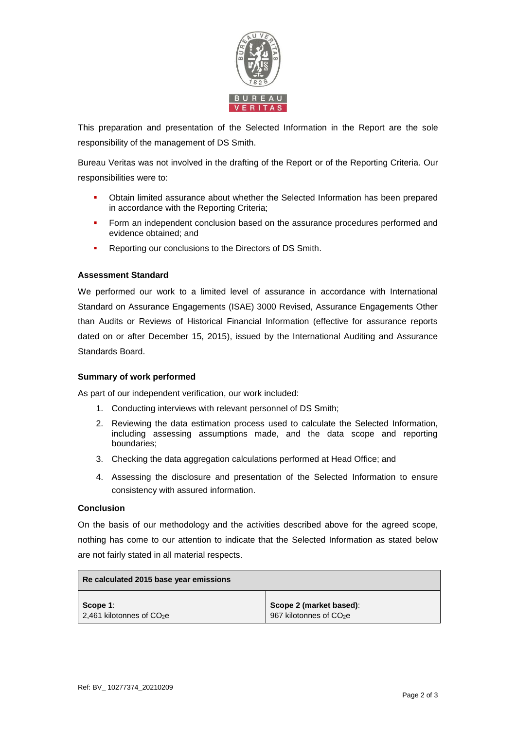This preparation and presentation of the Selected Information in the Report are the sole responsibility of the management of DS Smith.

Bureau Veritas was not involved in the drafting of the Report or of the Reporting Criteria. Our responsibilities were to:

- Obtain limited assurance about whether the Selected Information has been prepared in accordance with the Reporting Criteria;
- Form an independent conclusion based on the assurance procedures performed and evidence obtained; and
- Reporting our conclusions to the Directors of DS Smith.

**Assessment Standard**

We performed our work to a limited level of assurance in accordance with International Standard on Assurance Engagements (ISAE) 3000 Revised, Assurance Engagements Other than Audits or Reviews of Historical Financial Information (effective for assurance reports dated on or after December 15, 2015), issued by the International Auditing and Assurance Standards Board.

**Summary of work performed**

As part of our independent verification, our work included:

1. Conducting interviews with relevant personnel of DS Smith;
2. Reviewing the data estimation process used to calculate the Selected Information, including assessing assumptions made, and the data scope and reporting boundaries;
3. Checking the data aggregation calculations performed at Head Office; and
4. Assessing the disclosure and presentation of the Selected Information to ensure consistency with assured information.

**Conclusion**

On the basis of our methodology and the activities described above for the agreed scope, nothing has come to our attention to indicate that the Selected Information as stated below are not fairly stated in all material respects.

| **Re calculated 2015 base year emissions** | |
|---|---|
| **Scope 1**: 2,461 kilotonnes of $CO_2e$ | **Scope 2 (market based)**: 967 kilotonnes of $CO_2e$ |

Ref: BV_ 10277374_20210209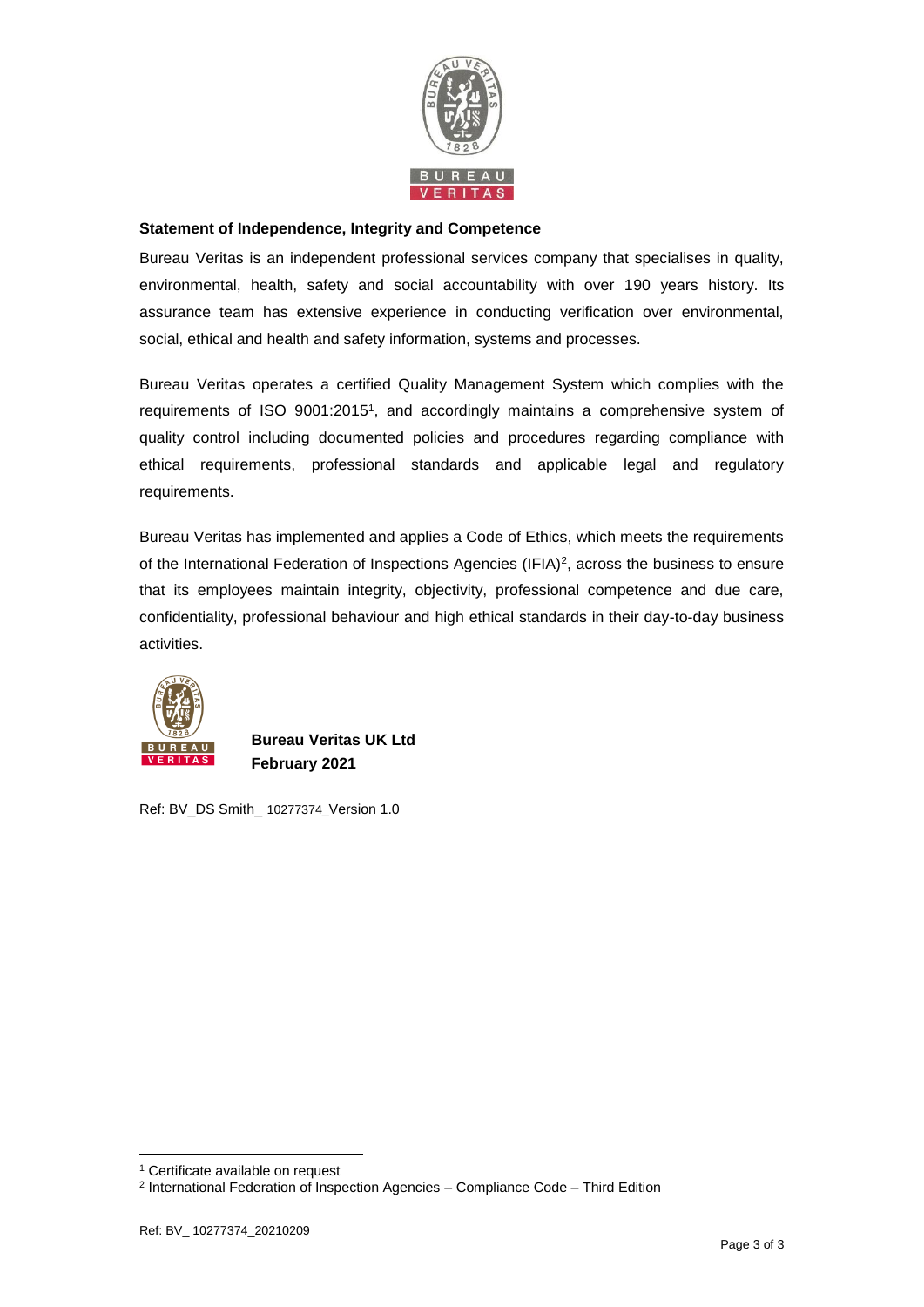**Statement of Independence, Integrity and Competence**

Bureau Veritas is an independent professional services company that specialises in quality, environmental, health, safety and social accountability with over 190 years history. Its assurance team has extensive experience in conducting verification over environmental, social, ethical and health and safety information, systems and processes.

Bureau Veritas operates a certified Quality Management System which complies with the requirements of ISO 9001:2015[1], and accordingly maintains a comprehensive system of quality control including documented policies and procedures regarding compliance with ethical requirements, professional standards and applicable legal and regulatory requirements.

Bureau Veritas has implemented and applies a Code of Ethics, which meets the requirements of the International Federation of Inspections Agencies (IFIA)[2], across the business to ensure that its employees maintain integrity, objectivity, professional competence and due care, confidentiality, professional behaviour and high ethical standards in their day-to-day business activities.

**Bureau Veritas UK Ltd**
**February 2021**

Ref: BV_DS Smith_ 10277374_Version 1.0

[1] Certificate available on request

[2] International Federation of Inspection Agencies – Compliance Code – Third Edition

Ref: BV_ 10277374_20210209